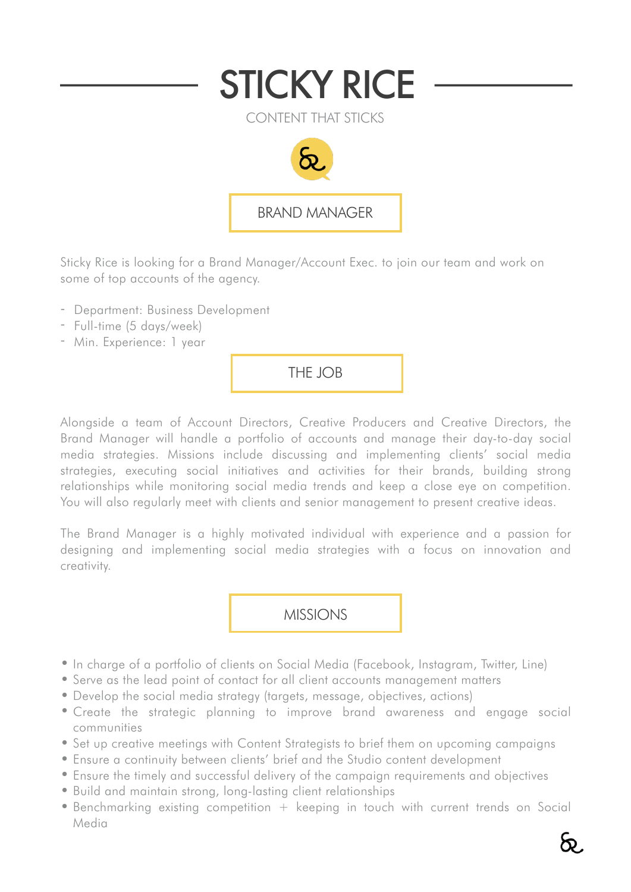# STICKY RICE

CONTENT THAT STICKS

## BRAND MANAGER

Sticky Rice is looking for a Brand Manager/Account Exec. to join our team and work on some of top accounts of the agency.

- Department: Business Development
- Full-time (5 days/week)
- Min. Experience: 1 year

## THE JOB

Alongside a team of Account Directors, Creative Producers and Creative Directors, the Brand Manager will handle a portfolio of accounts and manage their day-to-day social media strategies. Missions include discussing and implementing clients' social media strategies, executing social initiatives and activities for their brands, building strong relationships while monitoring social media trends and keep a close eye on competition. You will also regularly meet with clients and senior management to present creative ideas.

The Brand Manager is a highly motivated individual with experience and a passion for designing and implementing social media strategies with a focus on innovation and creativity.

## MISSIONS

- In charge of a portfolio of clients on Social Media (Facebook, Instagram, Twitter, Line)
- Serve as the lead point of contact for all client accounts management matters
- Develop the social media strategy (targets, message, objectives, actions)
- Create the strategic planning to improve brand awareness and engage social communities
- Set up creative meetings with Content Strategists to brief them on upcoming campaigns
- Ensure a continuity between clients' brief and the Studio content development
- Ensure the timely and successful delivery of the campaign requirements and objectives
- Build and maintain strong, long-lasting client relationships
- Benchmarking existing competition + keeping in touch with current trends on Social Media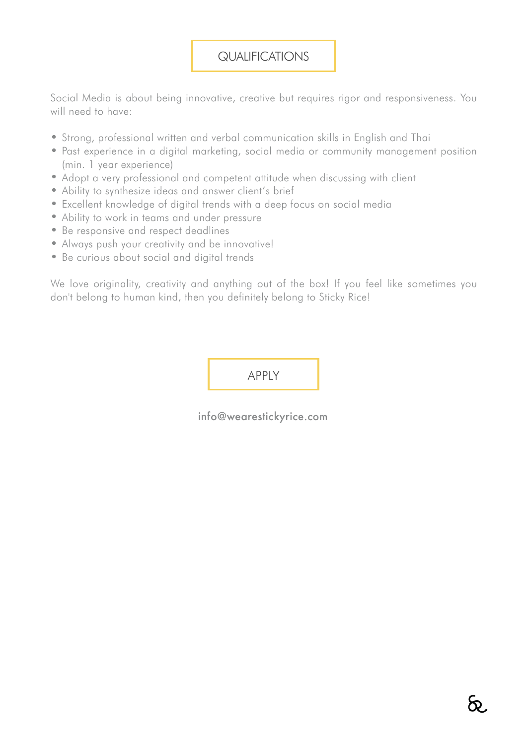## QUALIFICATIONS

Social Media is about being innovative, creative but requires rigor and responsiveness. You will need to have:

- Strong, professional written and verbal communication skills in English and Thai
- Past experience in a digital marketing, social media or community management position (min. 1 year experience)
- Adopt a very professional and competent attitude when discussing with client
- Ability to synthesize ideas and answer client's brief
- Excellent knowledge of digital trends with a deep focus on social media
- Ability to work in teams and under pressure
- Be responsive and respect deadlines
- Always push your creativity and be innovative!
- Be curious about social and digital trends

We love originality, creativity and anything out of the box! If you feel like sometimes you don't belong to human kind, then you definitely belong to Sticky Rice!

## APPLY

info@wearestickyrice.com